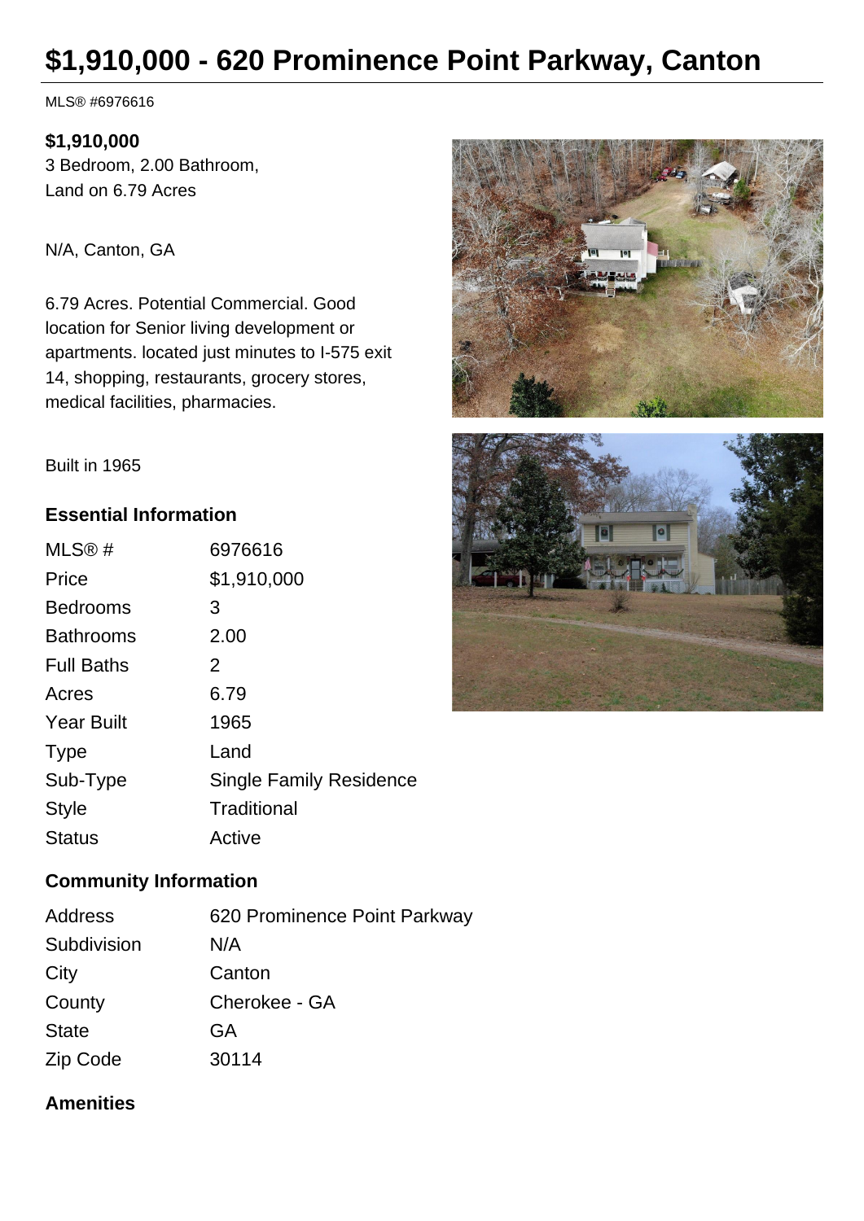# $1,910,000 - 620 Prominence Point Parkway, Canton

MLS® #6976616

**$1,910,000**
3 Bedroom, 2.00 Bathroom,
Land on 6.79 Acres

N/A, Canton, GA

6.79 Acres. Potential Commercial. Good location for Senior living development or apartments. located just minutes to I-575 exit 14, shopping, restaurants, grocery stores, medical facilities, pharmacies.

Built in 1965

## Essential Information

| | |
|---|---|
| MLS® # | 6976616 |
| Price | $1,910,000 |
| Bedrooms | 3 |
| Bathrooms | 2.00 |
| Full Baths | 2 |
| Acres | 6.79 |
| Year Built | 1965 |
| Type | Land |
| Sub-Type | Single Family Residence |
| Style | Traditional |
| Status | Active |

## Community Information

| | |
|---|---|
| Address | 620 Prominence Point Parkway |
| Subdivision | N/A |
| City | Canton |
| County | Cherokee - GA |
| State | GA |
| Zip Code | 30114 |

## Amenities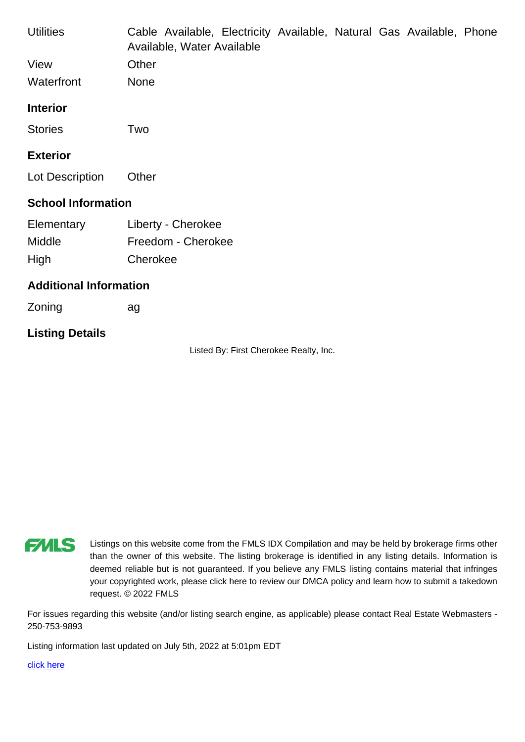| | |
|---|---|
| Utilities | Cable Available, Electricity Available, Natural Gas Available, Phone Available, Water Available |
| View | Other |
| Waterfront | None |

### Interior

| | |
|---|---|
| Stories | Two |

### Exterior

| | |
|---|---|
| Lot Description | Other |

### School Information

| | |
|---|---|
| Elementary | Liberty - Cherokee |
| Middle | Freedom - Cherokee |
| High | Cherokee |

### Additional Information

| | |
|---|---|
| Zoning | ag |

### Listing Details

Listed By: First Cherokee Realty, Inc.

FMLS

Listings on this website come from the FMLS IDX Compilation and may be held by brokerage firms other than the owner of this website. The listing brokerage is identified in any listing details. Information is deemed reliable but is not guaranteed. If you believe any FMLS listing contains material that infringes your copyrighted work, please click here to review our DMCA policy and learn how to submit a takedown request. © 2022 FMLS

For issues regarding this website (and/or listing search engine, as applicable) please contact Real Estate Webmasters - 250-753-9893

Listing information last updated on July 5th, 2022 at 5:01pm EDT

click here